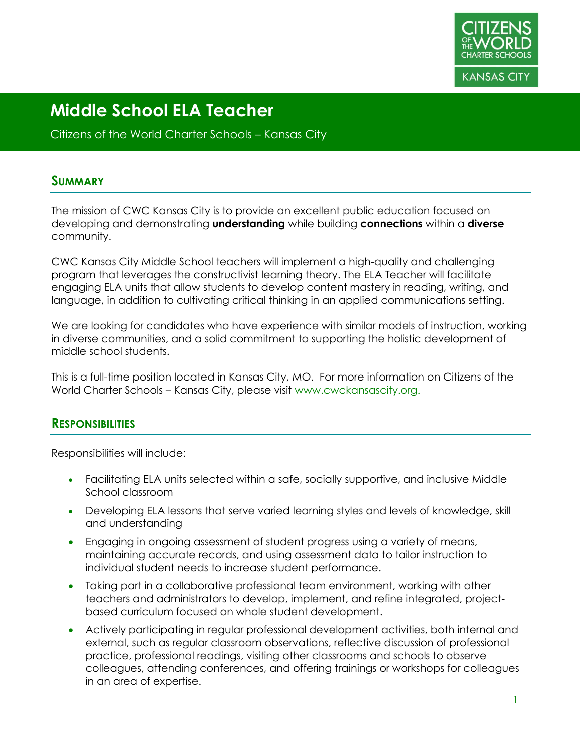# Middle School ELA Teacher

Citizens of the World Charter Schools – Kansas City

## Summary

The mission of CWC Kansas City is to provide an excellent public education focused on developing and demonstrating **understanding** while building **connections** within a **diverse** community.

CWC Kansas City Middle School teachers will implement a high-quality and challenging program that leverages the constructivist learning theory. The ELA Teacher will facilitate engaging ELA units that allow students to develop content mastery in reading, writing, and language, in addition to cultivating critical thinking in an applied communications setting.

We are looking for candidates who have experience with similar models of instruction, working in diverse communities, and a solid commitment to supporting the holistic development of middle school students.

This is a full-time position located in Kansas City, MO. For more information on Citizens of the World Charter Schools – Kansas City, please visit www.cwckansascity.org.

## Responsibilities

Responsibilities will include:

- Facilitating ELA units selected within a safe, socially supportive, and inclusive Middle School classroom
- Developing ELA lessons that serve varied learning styles and levels of knowledge, skill and understanding
- Engaging in ongoing assessment of student progress using a variety of means, maintaining accurate records, and using assessment data to tailor instruction to individual student needs to increase student performance.
- Taking part in a collaborative professional team environment, working with other teachers and administrators to develop, implement, and refine integrated, project-based curriculum focused on whole student development.
- Actively participating in regular professional development activities, both internal and external, such as regular classroom observations, reflective discussion of professional practice, professional readings, visiting other classrooms and schools to observe colleagues, attending conferences, and offering trainings or workshops for colleagues in an area of expertise.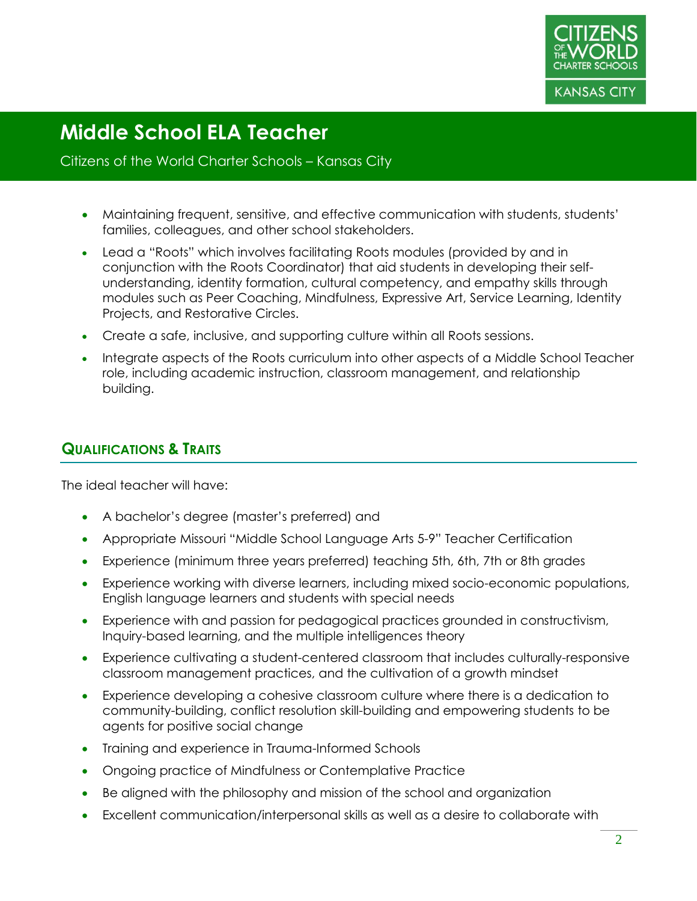# Middle School ELA Teacher

Citizens of the World Charter Schools – Kansas City

- Maintaining frequent, sensitive, and effective communication with students, students' families, colleagues, and other school stakeholders.
- Lead a "Roots" which involves facilitating Roots modules (provided by and in conjunction with the Roots Coordinator) that aid students in developing their self-understanding, identity formation, cultural competency, and empathy skills through modules such as Peer Coaching, Mindfulness, Expressive Art, Service Learning, Identity Projects, and Restorative Circles.
- Create a safe, inclusive, and supporting culture within all Roots sessions.
- Integrate aspects of the Roots curriculum into other aspects of a Middle School Teacher role, including academic instruction, classroom management, and relationship building.

## Qualifications & Traits

The ideal teacher will have:

- A bachelor's degree (master's preferred) and
- Appropriate Missouri "Middle School Language Arts 5-9" Teacher Certification
- Experience (minimum three years preferred) teaching 5th, 6th, 7th or 8th grades
- Experience working with diverse learners, including mixed socio-economic populations, English language learners and students with special needs
- Experience with and passion for pedagogical practices grounded in constructivism, Inquiry-based learning, and the multiple intelligences theory
- Experience cultivating a student-centered classroom that includes culturally-responsive classroom management practices, and the cultivation of a growth mindset
- Experience developing a cohesive classroom culture where there is a dedication to community-building, conflict resolution skill-building and empowering students to be agents for positive social change
- Training and experience in Trauma-Informed Schools
- Ongoing practice of Mindfulness or Contemplative Practice
- Be aligned with the philosophy and mission of the school and organization
- Excellent communication/interpersonal skills as well as a desire to collaborate with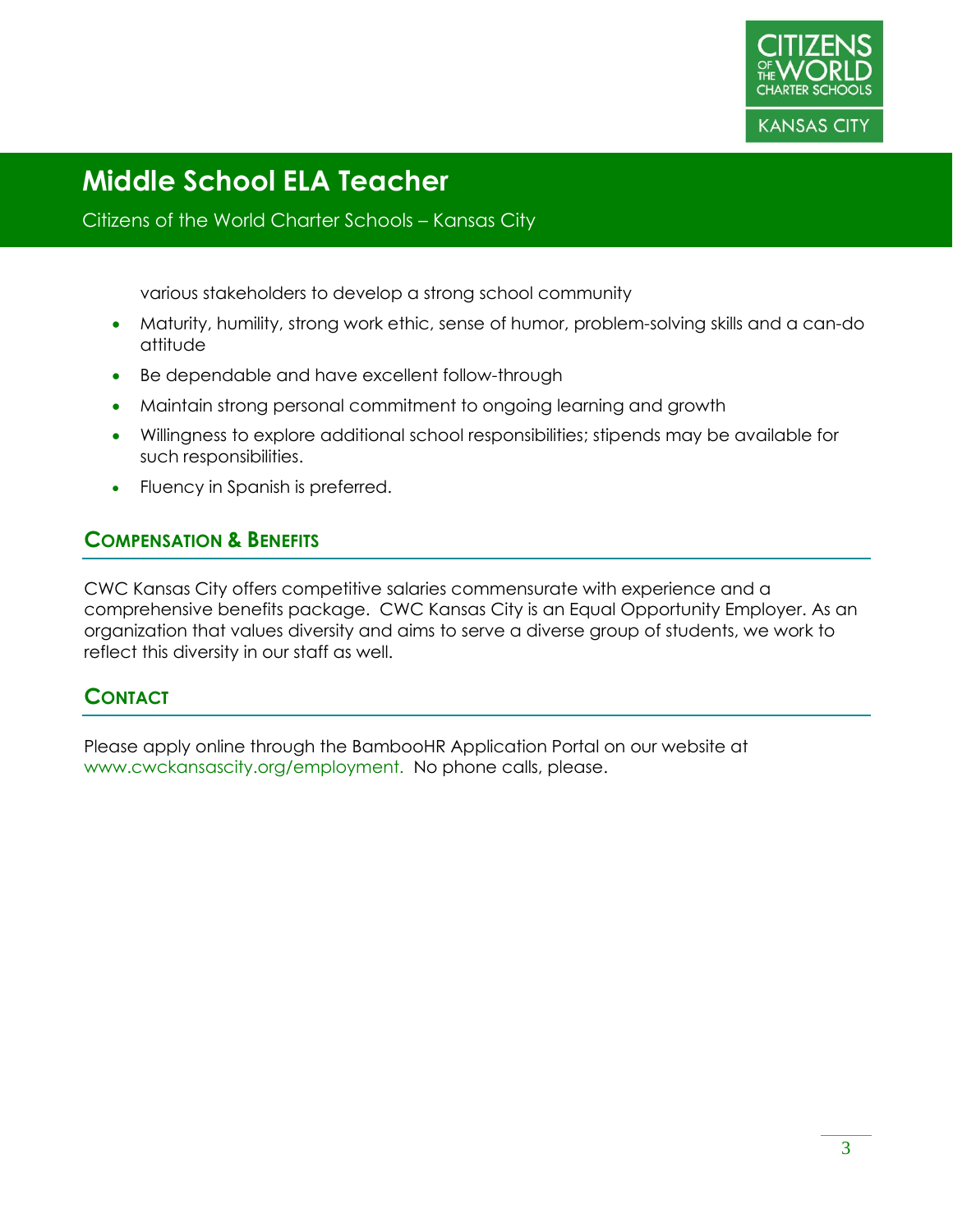various stakeholders to develop a strong school community

- Maturity, humility, strong work ethic, sense of humor, problem-solving skills and a can-do attitude
- Be dependable and have excellent follow-through
- Maintain strong personal commitment to ongoing learning and growth
- Willingness to explore additional school responsibilities; stipends may be available for such responsibilities.
- Fluency in Spanish is preferred.

## Compensation & Benefits

CWC Kansas City offers competitive salaries commensurate with experience and a comprehensive benefits package. CWC Kansas City is an Equal Opportunity Employer. As an organization that values diversity and aims to serve a diverse group of students, we work to reflect this diversity in our staff as well.

## Contact

Please apply online through the BambooHR Application Portal on our website at www.cwckansascity.org/employment. No phone calls, please.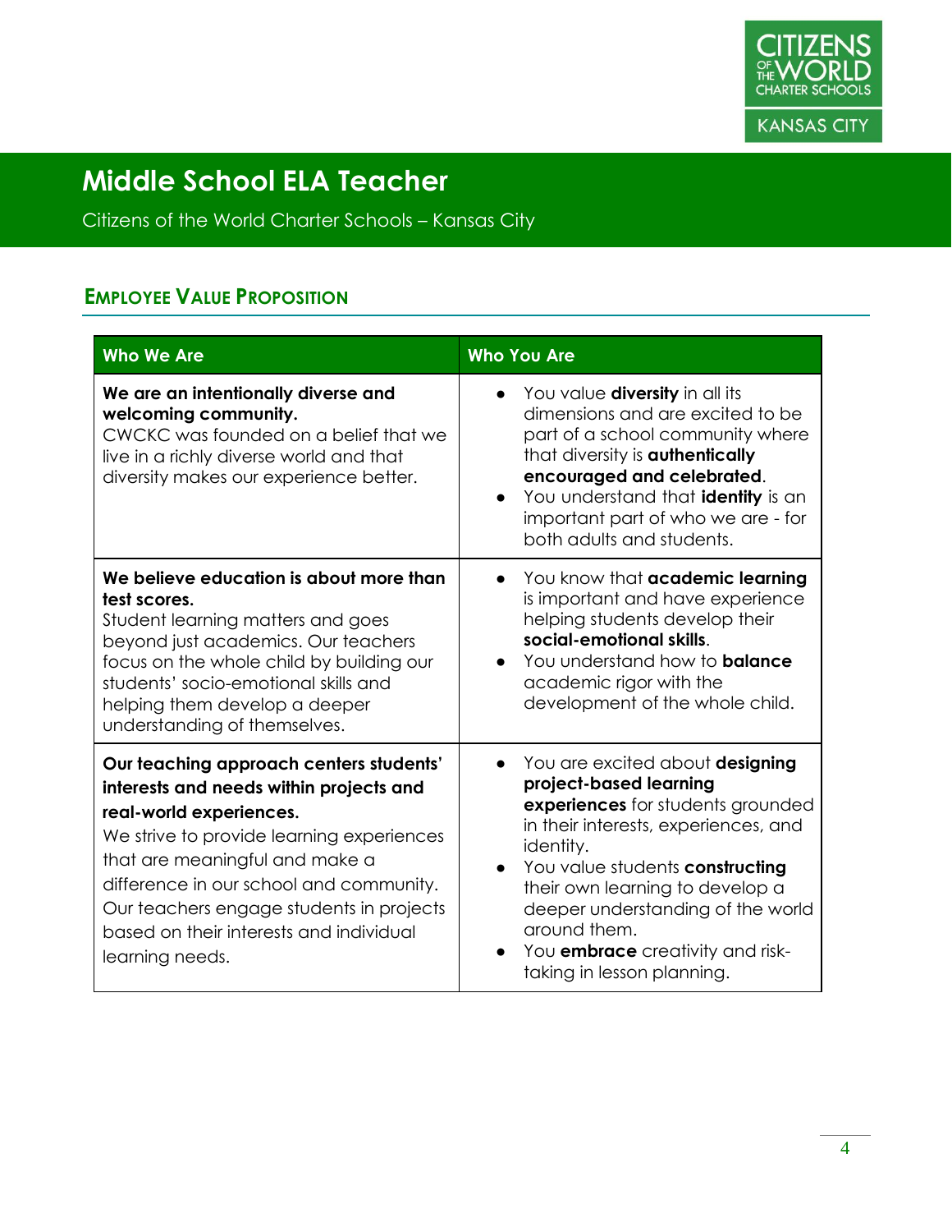# Middle School ELA Teacher

Citizens of the World Charter Schools – Kansas City

## Employee Value Proposition

| Who We Are | Who You Are |
|---|---|
| **We are an intentionally diverse and welcoming community.** CWCKC was founded on a belief that we live in a richly diverse world and that diversity makes our experience better. | • You value **diversity** in all its dimensions and are excited to be part of a school community where that diversity is **authentically encouraged and celebrated**.<br>• You understand that **identity** is an important part of who we are - for both adults and students. |
| **We believe education is about more than test scores.** Student learning matters and goes beyond just academics. Our teachers focus on the whole child by building our students' socio-emotional skills and helping them develop a deeper understanding of themselves. | • You know that **academic learning** is important and have experience helping students develop their **social-emotional skills**.<br>• You understand how to **balance** academic rigor with the development of the whole child. |
| **Our teaching approach centers students' interests and needs within projects and real-world experiences.** We strive to provide learning experiences that are meaningful and make a difference in our school and community. Our teachers engage students in projects based on their interests and individual learning needs. | • You are excited about **designing project-based learning experiences** for students grounded in their interests, experiences, and identity.<br>• You value students **constructing** their own learning to develop a deeper understanding of the world around them.<br>• You **embrace** creativity and risk-taking in lesson planning. |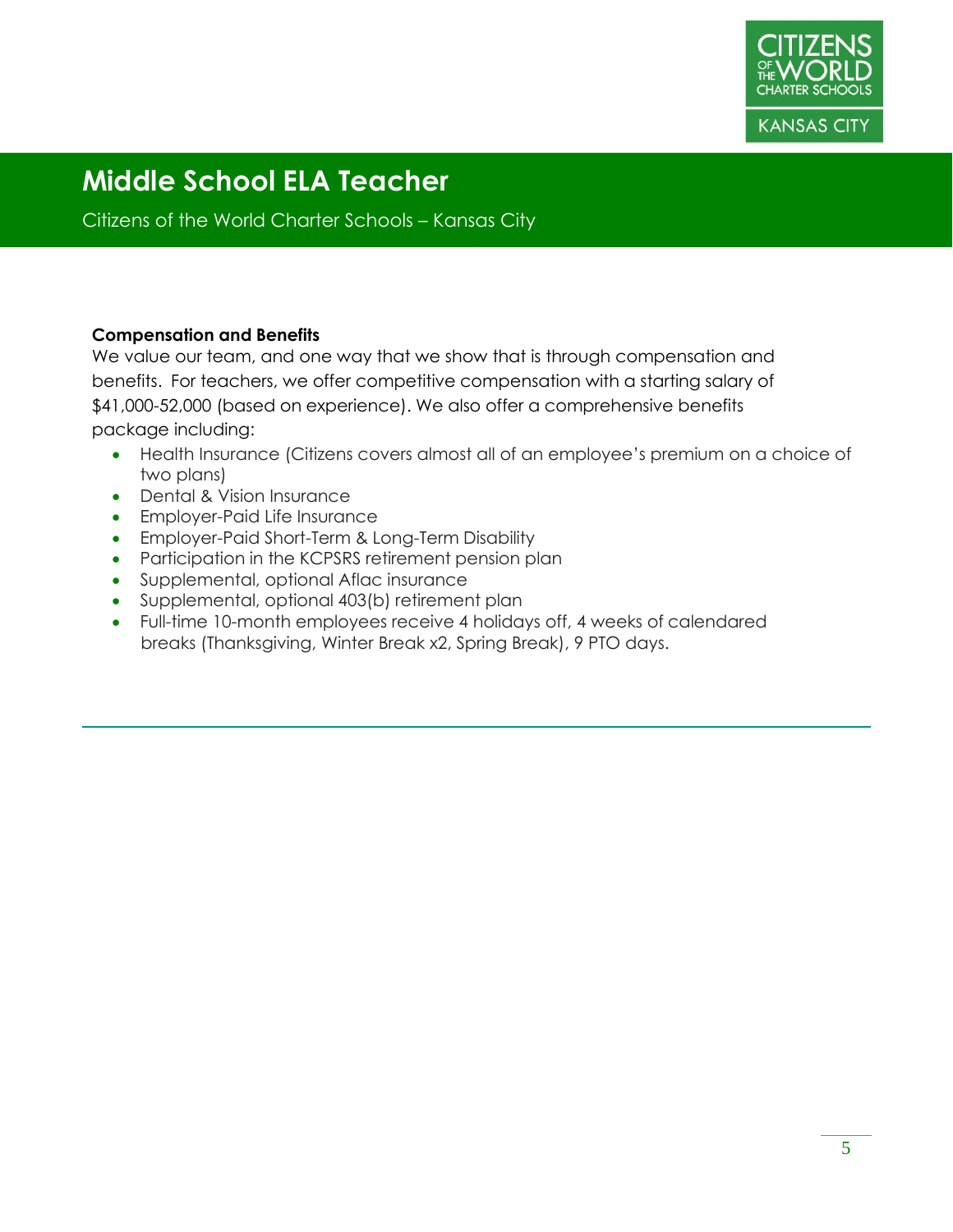# Middle School ELA Teacher

Citizens of the World Charter Schools – Kansas City

**Compensation and Benefits**

We value our team, and one way that we show that is through compensation and benefits. For teachers, we offer competitive compensation with a starting salary of $41,000-52,000 (based on experience). We also offer a comprehensive benefits package including:

- Health Insurance (Citizens covers almost all of an employee's premium on a choice of two plans)
- Dental & Vision Insurance
- Employer-Paid Life Insurance
- Employer-Paid Short-Term & Long-Term Disability
- Participation in the KCPSRS retirement pension plan
- Supplemental, optional Aflac insurance
- Supplemental, optional 403(b) retirement plan
- Full-time 10-month employees receive 4 holidays off, 4 weeks of calendared breaks (Thanksgiving, Winter Break x2, Spring Break), 9 PTO days.